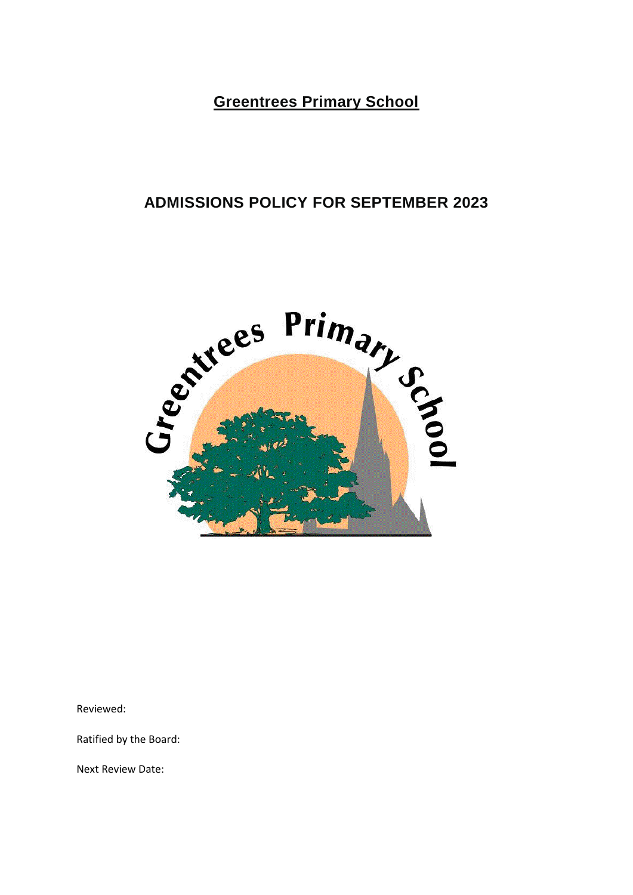# Greentrees Primary School

## ADMISSIONS POLICY FOR SEPTEMBER 2023

Reviewed:

Ratified by the Board:

Next Review Date: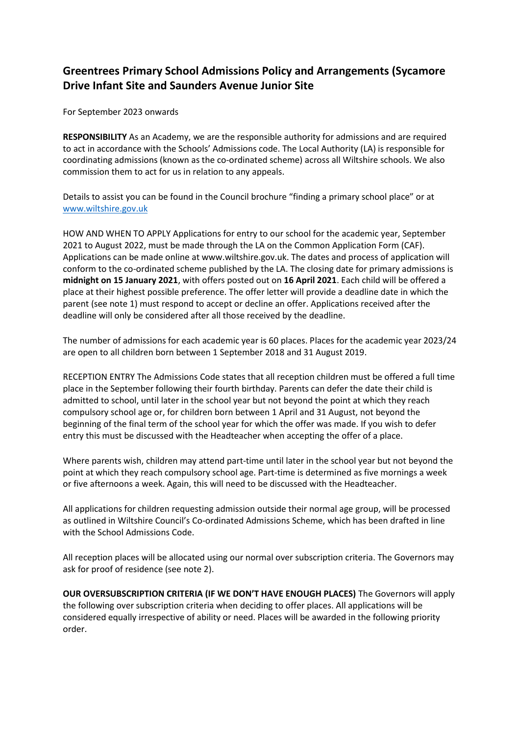## Greentrees Primary School Admissions Policy and Arrangements (Sycamore Drive Infant Site and Saunders Avenue Junior Site

For September 2023 onwards

**RESPONSIBILITY** As an Academy, we are the responsible authority for admissions and are required to act in accordance with the Schools' Admissions code. The Local Authority (LA) is responsible for coordinating admissions (known as the co-ordinated scheme) across all Wiltshire schools. We also commission them to act for us in relation to any appeals.

Details to assist you can be found in the Council brochure "finding a primary school place" or at www.wiltshire.gov.uk

HOW AND WHEN TO APPLY Applications for entry to our school for the academic year, September 2021 to August 2022, must be made through the LA on the Common Application Form (CAF). Applications can be made online at www.wiltshire.gov.uk. The dates and process of application will conform to the co-ordinated scheme published by the LA. The closing date for primary admissions is **midnight on 15 January 2021**, with offers posted out on **16 April 2021**. Each child will be offered a place at their highest possible preference. The offer letter will provide a deadline date in which the parent (see note 1) must respond to accept or decline an offer. Applications received after the deadline will only be considered after all those received by the deadline.

The number of admissions for each academic year is 60 places. Places for the academic year 2023/24 are open to all children born between 1 September 2018 and 31 August 2019.

RECEPTION ENTRY The Admissions Code states that all reception children must be offered a full time place in the September following their fourth birthday. Parents can defer the date their child is admitted to school, until later in the school year but not beyond the point at which they reach compulsory school age or, for children born between 1 April and 31 August, not beyond the beginning of the final term of the school year for which the offer was made. If you wish to defer entry this must be discussed with the Headteacher when accepting the offer of a place.

Where parents wish, children may attend part-time until later in the school year but not beyond the point at which they reach compulsory school age. Part-time is determined as five mornings a week or five afternoons a week. Again, this will need to be discussed with the Headteacher.

All applications for children requesting admission outside their normal age group, will be processed as outlined in Wiltshire Council's Co-ordinated Admissions Scheme, which has been drafted in line with the School Admissions Code.

All reception places will be allocated using our normal over subscription criteria. The Governors may ask for proof of residence (see note 2).

**OUR OVERSUBSCRIPTION CRITERIA (IF WE DON'T HAVE ENOUGH PLACES)** The Governors will apply the following over subscription criteria when deciding to offer places. All applications will be considered equally irrespective of ability or need. Places will be awarded in the following priority order.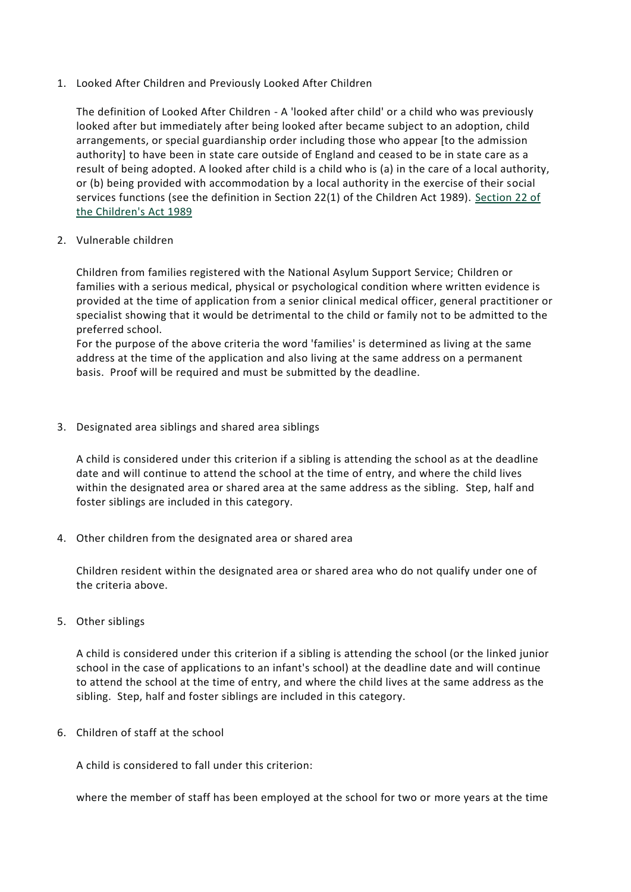1. Looked After Children and Previously Looked After Children

   The definition of Looked After Children - A 'looked after child' or a child who was previously looked after but immediately after being looked after became subject to an adoption, child arrangements, or special guardianship order including those who appear [to the admission authority] to have been in state care outside of England and ceased to be in state care as a result of being adopted. A looked after child is a child who is (a) in the care of a local authority, or (b) being provided with accommodation by a local authority in the exercise of their social services functions (see the definition in Section 22(1) of the Children Act 1989). Section 22 of the Children's Act 1989

2. Vulnerable children

   Children from families registered with the National Asylum Support Service; Children or families with a serious medical, physical or psychological condition where written evidence is provided at the time of application from a senior clinical medical officer, general practitioner or specialist showing that it would be detrimental to the child or family not to be admitted to the preferred school.
   For the purpose of the above criteria the word 'families' is determined as living at the same address at the time of the application and also living at the same address on a permanent basis. Proof will be required and must be submitted by the deadline.

3. Designated area siblings and shared area siblings

   A child is considered under this criterion if a sibling is attending the school as at the deadline date and will continue to attend the school at the time of entry, and where the child lives within the designated area or shared area at the same address as the sibling. Step, half and foster siblings are included in this category.

4. Other children from the designated area or shared area

   Children resident within the designated area or shared area who do not qualify under one of the criteria above.

5. Other siblings

   A child is considered under this criterion if a sibling is attending the school (or the linked junior school in the case of applications to an infant's school) at the deadline date and will continue to attend the school at the time of entry, and where the child lives at the same address as the sibling. Step, half and foster siblings are included in this category.

6. Children of staff at the school

   A child is considered to fall under this criterion:

   where the member of staff has been employed at the school for two or more years at the time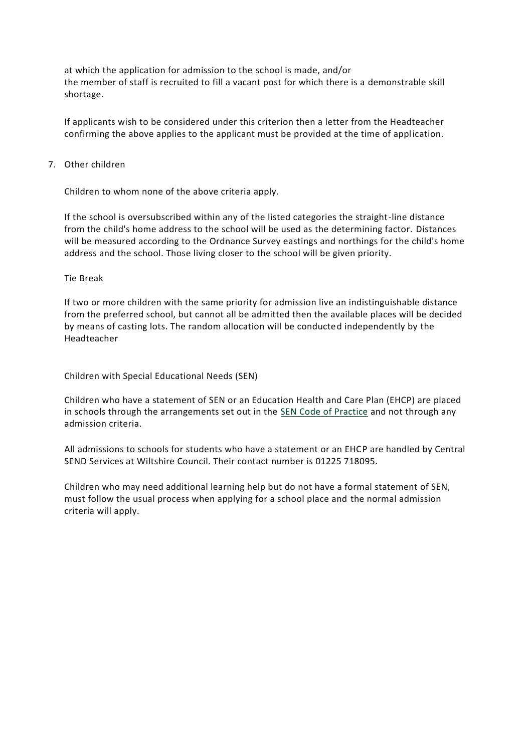at which the application for admission to the school is made, and/or
the member of staff is recruited to fill a vacant post for which there is a demonstrable skill shortage.

If applicants wish to be considered under this criterion then a letter from the Headteacher confirming the above applies to the applicant must be provided at the time of application.

7. Other children

   Children to whom none of the above criteria apply.

   If the school is oversubscribed within any of the listed categories the straight-line distance from the child's home address to the school will be used as the determining factor. Distances will be measured according to the Ordnance Survey eastings and northings for the child's home address and the school. Those living closer to the school will be given priority.

   Tie Break

   If two or more children with the same priority for admission live an indistinguishable distance from the preferred school, but cannot all be admitted then the available places will be decided by means of casting lots. The random allocation will be conducted independently by the Headteacher

   Children with Special Educational Needs (SEN)

   Children who have a statement of SEN or an Education Health and Care Plan (EHCP) are placed in schools through the arrangements set out in the SEN Code of Practice and not through any admission criteria.

   All admissions to schools for students who have a statement or an EHCP are handled by Central SEND Services at Wiltshire Council. Their contact number is 01225 718095.

   Children who may need additional learning help but do not have a formal statement of SEN, must follow the usual process when applying for a school place and the normal admission criteria will apply.